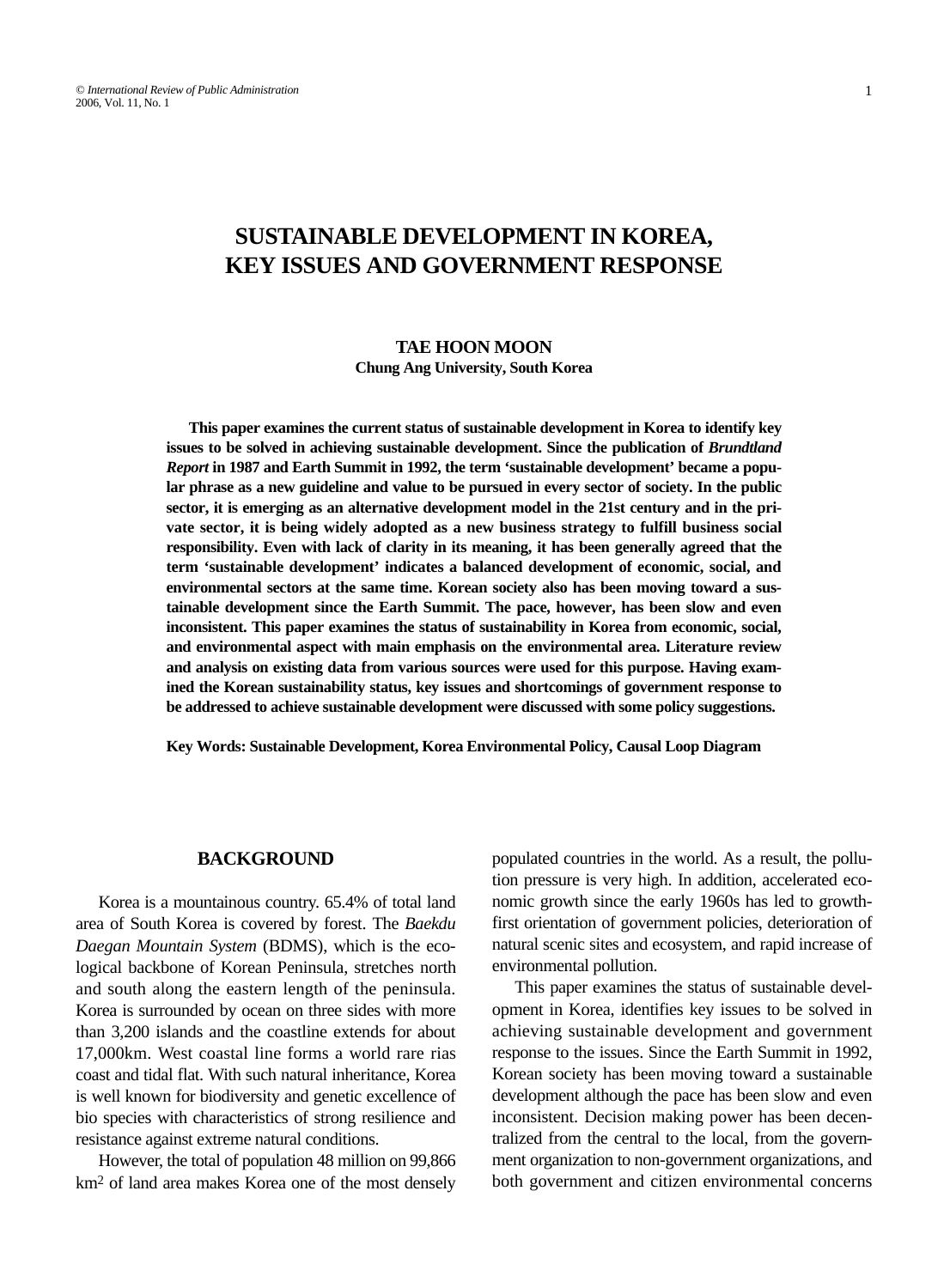# SUSTAINABLE DEVELOPMENT IN KOREA, KEY ISSUES AND GOVERNMENT RESPONSE

**TAE HOON MOON**
**Chung Ang University, South Korea**

**This paper examines the current status of sustainable development in Korea to identify key issues to be solved in achieving sustainable development. Since the publication of *Brundtland Report* in 1987 and Earth Summit in 1992, the term 'sustainable development' became a popular phrase as a new guideline and value to be pursued in every sector of society. In the public sector, it is emerging as an alternative development model in the 21st century and in the private sector, it is being widely adopted as a new business strategy to fulfill business social responsibility. Even with lack of clarity in its meaning, it has been generally agreed that the term 'sustainable development' indicates a balanced development of economic, social, and environmental sectors at the same time. Korean society also has been moving toward a sustainable development since the Earth Summit. The pace, however, has been slow and even inconsistent. This paper examines the status of sustainability in Korea from economic, social, and environmental aspect with main emphasis on the environmental area. Literature review and analysis on existing data from various sources were used for this purpose. Having examined the Korean sustainability status, key issues and shortcomings of government response to be addressed to achieve sustainable development were discussed with some policy suggestions.**

**Key Words: Sustainable Development, Korea Environmental Policy, Causal Loop Diagram**

## BACKGROUND

Korea is a mountainous country. 65.4% of total land area of South Korea is covered by forest. The *Baekdu Daegan Mountain System* (BDMS), which is the ecological backbone of Korean Peninsula, stretches north and south along the eastern length of the peninsula. Korea is surrounded by ocean on three sides with more than 3,200 islands and the coastline extends for about 17,000km. West coastal line forms a world rare rias coast and tidal flat. With such natural inheritance, Korea is well known for biodiversity and genetic excellence of bio species with characteristics of strong resilience and resistance against extreme natural conditions.

However, the total of population 48 million on 99,866 $km^2$ of land area makes Korea one of the most densely populated countries in the world. As a result, the pollution pressure is very high. In addition, accelerated economic growth since the early 1960s has led to growth-first orientation of government policies, deterioration of natural scenic sites and ecosystem, and rapid increase of environmental pollution.

This paper examines the status of sustainable development in Korea, identifies key issues to be solved in achieving sustainable development and government response to the issues. Since the Earth Summit in 1992, Korean society has been moving toward a sustainable development although the pace has been slow and even inconsistent. Decision making power has been decentralized from the central to the local, from the government organization to non-government organizations, and both government and citizen environmental concerns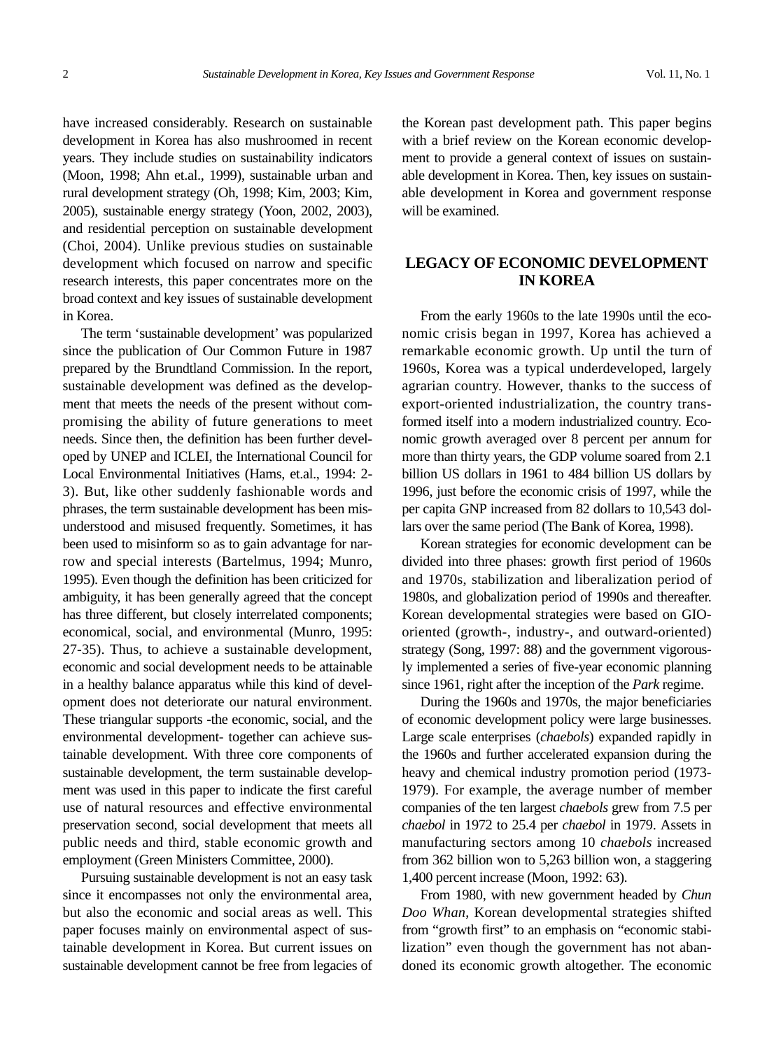have increased considerably. Research on sustainable development in Korea has also mushroomed in recent years. They include studies on sustainability indicators (Moon, 1998; Ahn et.al., 1999), sustainable urban and rural development strategy (Oh, 1998; Kim, 2003; Kim, 2005), sustainable energy strategy (Yoon, 2002, 2003), and residential perception on sustainable development (Choi, 2004). Unlike previous studies on sustainable development which focused on narrow and specific research interests, this paper concentrates more on the broad context and key issues of sustainable development in Korea.

The term 'sustainable development' was popularized since the publication of Our Common Future in 1987 prepared by the Brundtland Commission. In the report, sustainable development was defined as the development that meets the needs of the present without compromising the ability of future generations to meet needs. Since then, the definition has been further developed by UNEP and ICLEI, the International Council for Local Environmental Initiatives (Hams, et.al., 1994: 2-3). But, like other suddenly fashionable words and phrases, the term sustainable development has been misunderstood and misused frequently. Sometimes, it has been used to misinform so as to gain advantage for narrow and special interests (Bartelmus, 1994; Munro, 1995). Even though the definition has been criticized for ambiguity, it has been generally agreed that the concept has three different, but closely interrelated components; economical, social, and environmental (Munro, 1995: 27-35). Thus, to achieve a sustainable development, economic and social development needs to be attainable in a healthy balance apparatus while this kind of development does not deteriorate our natural environment. These triangular supports -the economic, social, and the environmental development- together can achieve sustainable development. With three core components of sustainable development, the term sustainable development was used in this paper to indicate the first careful use of natural resources and effective environmental preservation second, social development that meets all public needs and third, stable economic growth and employment (Green Ministers Committee, 2000).

Pursuing sustainable development is not an easy task since it encompasses not only the environmental area, but also the economic and social areas as well. This paper focuses mainly on environmental aspect of sustainable development in Korea. But current issues on sustainable development cannot be free from legacies of the Korean past development path. This paper begins with a brief review on the Korean economic development to provide a general context of issues on sustainable development in Korea. Then, key issues on sustainable development in Korea and government response will be examined.

## LEGACY OF ECONOMIC DEVELOPMENT IN KOREA

From the early 1960s to the late 1990s until the economic crisis began in 1997, Korea has achieved a remarkable economic growth. Up until the turn of 1960s, Korea was a typical underdeveloped, largely agrarian country. However, thanks to the success of export-oriented industrialization, the country transformed itself into a modern industrialized country. Economic growth averaged over 8 percent per annum for more than thirty years, the GDP volume soared from 2.1 billion US dollars in 1961 to 484 billion US dollars by 1996, just before the economic crisis of 1997, while the per capita GNP increased from 82 dollars to 10,543 dollars over the same period (The Bank of Korea, 1998).

Korean strategies for economic development can be divided into three phases: growth first period of 1960s and 1970s, stabilization and liberalization period of 1980s, and globalization period of 1990s and thereafter. Korean developmental strategies were based on GIO-oriented (growth-, industry-, and outward-oriented) strategy (Song, 1997: 88) and the government vigorously implemented a series of five-year economic planning since 1961, right after the inception of the *Park* regime.

During the 1960s and 1970s, the major beneficiaries of economic development policy were large businesses. Large scale enterprises (*chaebols*) expanded rapidly in the 1960s and further accelerated expansion during the heavy and chemical industry promotion period (1973-1979). For example, the average number of member companies of the ten largest *chaebols* grew from 7.5 per *chaebol* in 1972 to 25.4 per *chaebol* in 1979. Assets in manufacturing sectors among 10 *chaebols* increased from 362 billion won to 5,263 billion won, a staggering 1,400 percent increase (Moon, 1992: 63).

From 1980, with new government headed by *Chun Doo Whan*, Korean developmental strategies shifted from "growth first" to an emphasis on "economic stabilization" even though the government has not abandoned its economic growth altogether. The economic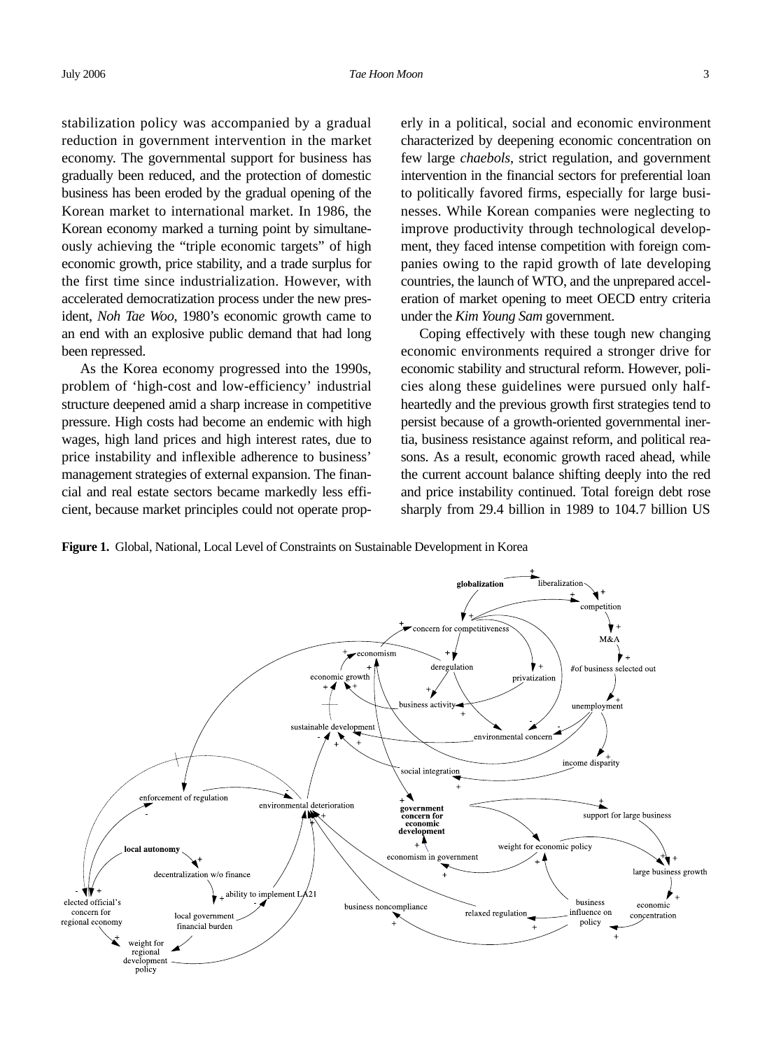stabilization policy was accompanied by a gradual reduction in government intervention in the market economy. The governmental support for business has gradually been reduced, and the protection of domestic business has been eroded by the gradual opening of the Korean market to international market. In 1986, the Korean economy marked a turning point by simultaneously achieving the "triple economic targets" of high economic growth, price stability, and a trade surplus for the first time since industrialization. However, with accelerated democratization process under the new president, *Noh Tae Woo*, 1980's economic growth came to an end with an explosive public demand that had long been repressed.

As the Korea economy progressed into the 1990s, problem of 'high-cost and low-efficiency' industrial structure deepened amid a sharp increase in competitive pressure. High costs had become an endemic with high wages, high land prices and high interest rates, due to price instability and inflexible adherence to business' management strategies of external expansion. The financial and real estate sectors became markedly less efficient, because market principles could not operate properly in a political, social and economic environment characterized by deepening economic concentration on few large *chaebols*, strict regulation, and government intervention in the financial sectors for preferential loan to politically favored firms, especially for large businesses. While Korean companies were neglecting to improve productivity through technological development, they faced intense competition with foreign companies owing to the rapid growth of late developing countries, the launch of WTO, and the unprepared acceleration of market opening to meet OECD entry criteria under the *Kim Young Sam* government.

Coping effectively with these tough new changing economic environments required a stronger drive for economic stability and structural reform. However, policies along these guidelines were pursued only half-heartedly and the previous growth first strategies tend to persist because of a growth-oriented governmental inertia, business resistance against reform, and political reasons. As a result, economic growth raced ahead, while the current account balance shifting deeply into the red and price instability continued. Total foreign debt rose sharply from 29.4 billion in 1989 to 104.7 billion US

**Figure 1.** Global, National, Local Level of Constraints on Sustainable Development in Korea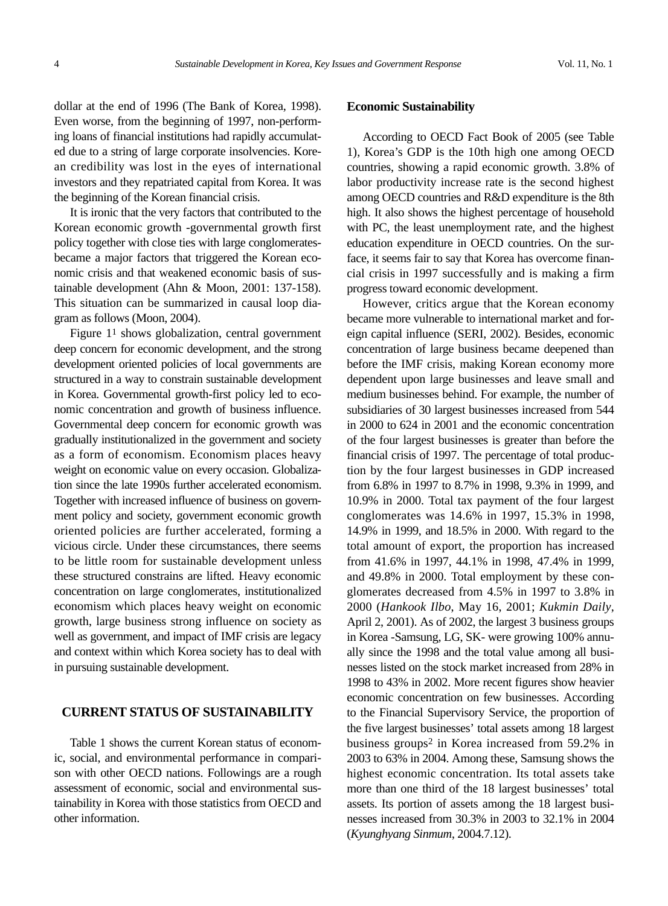dollar at the end of 1996 (The Bank of Korea, 1998). Even worse, from the beginning of 1997, non-performing loans of financial institutions had rapidly accumulated due to a string of large corporate insolvencies. Korean credibility was lost in the eyes of international investors and they repatriated capital from Korea. It was the beginning of the Korean financial crisis.

It is ironic that the very factors that contributed to the Korean economic growth -governmental growth first policy together with close ties with large conglomerates-became a major factors that triggered the Korean economic crisis and that weakened economic basis of sustainable development (Ahn & Moon, 2001: 137-158). This situation can be summarized in causal loop diagram as follows (Moon, 2004).

Figure 1[1] shows globalization, central government deep concern for economic development, and the strong development oriented policies of local governments are structured in a way to constrain sustainable development in Korea. Governmental growth-first policy led to economic concentration and growth of business influence. Governmental deep concern for economic growth was gradually institutionalized in the government and society as a form of economism. Economism places heavy weight on economic value on every occasion. Globalization since the late 1990s further accelerated economism. Together with increased influence of business on government policy and society, government economic growth oriented policies are further accelerated, forming a vicious circle. Under these circumstances, there seems to be little room for sustainable development unless these structured constrains are lifted. Heavy economic concentration on large conglomerates, institutionalized economism which places heavy weight on economic growth, large business strong influence on society as well as government, and impact of IMF crisis are legacy and context within which Korea society has to deal with in pursuing sustainable development.

## CURRENT STATUS OF SUSTAINABILITY

Table 1 shows the current Korean status of economic, social, and environmental performance in comparison with other OECD nations. Followings are a rough assessment of economic, social and environmental sustainability in Korea with those statistics from OECD and other information.

### Economic Sustainability

According to OECD Fact Book of 2005 (see Table 1), Korea's GDP is the 10th high one among OECD countries, showing a rapid economic growth. 3.8% of labor productivity increase rate is the second highest among OECD countries and R&D expenditure is the 8th high. It also shows the highest percentage of household with PC, the least unemployment rate, and the highest education expenditure in OECD countries. On the surface, it seems fair to say that Korea has overcome financial crisis in 1997 successfully and is making a firm progress toward economic development.

However, critics argue that the Korean economy became more vulnerable to international market and foreign capital influence (SERI, 2002). Besides, economic concentration of large business became deepened than before the IMF crisis, making Korean economy more dependent upon large businesses and leave small and medium businesses behind. For example, the number of subsidiaries of 30 largest businesses increased from 544 in 2000 to 624 in 2001 and the economic concentration of the four largest businesses is greater than before the financial crisis of 1997. The percentage of total production by the four largest businesses in GDP increased from 6.8% in 1997 to 8.7% in 1998, 9.3% in 1999, and 10.9% in 2000. Total tax payment of the four largest conglomerates was 14.6% in 1997, 15.3% in 1998, 14.9% in 1999, and 18.5% in 2000. With regard to the total amount of export, the proportion has increased from 41.6% in 1997, 44.1% in 1998, 47.4% in 1999, and 49.8% in 2000. Total employment by these conglomerates decreased from 4.5% in 1997 to 3.8% in 2000 (*Hankook Ilbo*, May 16, 2001; *Kukmin Daily*, April 2, 2001). As of 2002, the largest 3 business groups in Korea -Samsung, LG, SK- were growing 100% annually since the 1998 and the total value among all businesses listed on the stock market increased from 28% in 1998 to 43% in 2002. More recent figures show heavier economic concentration on few businesses. According to the Financial Supervisory Service, the proportion of the five largest businesses' total assets among 18 largest business groups[2] in Korea increased from 59.2% in 2003 to 63% in 2004. Among these, Samsung shows the highest economic concentration. Its total assets take more than one third of the 18 largest businesses' total assets. Its portion of assets among the 18 largest businesses increased from 30.3% in 2003 to 32.1% in 2004 (*Kyunghyang Sinmum*, 2004.7.12).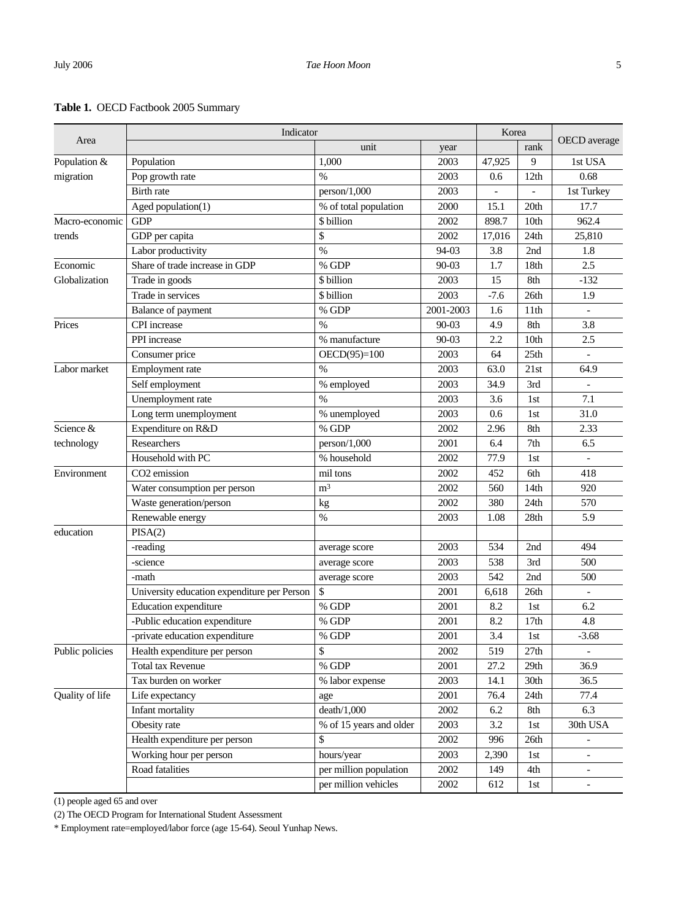**Table 1.** OECD Factbook 2005 Summary

| Area | Indicator | | | Korea | | OECD average |
|---|---|---|---|---|---|---|
| | | unit | year | | rank | |
| Population & migration | Population | 1,000 | 2003 | 47,925 | 9 | 1st USA |
| | Pop growth rate | % | 2003 | 0.6 | 12th | 0.68 |
| | Birth rate | person/1,000 | 2003 | - | - | 1st Turkey |
| | Aged population(1) | % of total population | 2000 | 15.1 | 20th | 17.7 |
| Macro-economic trends | GDP | $ billion | 2002 | 898.7 | 10th | 962.4 |
| | GDP per capita | $ | 2002 | 17,016 | 24th | 25,810 |
| | Labor productivity | % | 94-03 | 3.8 | 2nd | 1.8 |
| Economic Globalization | Share of trade increase in GDP | % GDP | 90-03 | 1.7 | 18th | 2.5 |
| | Trade in goods | $ billion | 2003 | 15 | 8th | -132 |
| | Trade in services | $ billion | 2003 | -7.6 | 26th | 1.9 |
| | Balance of payment | % GDP | 2001-2003 | 1.6 | 11th | - |
| Prices | CPI increase | % | 90-03 | 4.9 | 8th | 3.8 |
| | PPI increase | % manufacture | 90-03 | 2.2 | 10th | 2.5 |
| | Consumer price | OECD(95)=100 | 2003 | 64 | 25th | - |
| Labor market | Employment rate | % | 2003 | 63.0 | 21st | 64.9 |
| | Self employment | % employed | 2003 | 34.9 | 3rd | - |
| | Unemployment rate | % | 2003 | 3.6 | 1st | 7.1 |
| | Long term unemployment | % unemployed | 2003 | 0.6 | 1st | 31.0 |
| Science & technology | Expenditure on R&D | % GDP | 2002 | 2.96 | 8th | 2.33 |
| | Researchers | person/1,000 | 2001 | 6.4 | 7th | 6.5 |
| | Household with PC | % household | 2002 | 77.9 | 1st | - |
| Environment | $CO_2$ emission | mil tons | 2002 | 452 | 6th | 418 |
| | Water consumption per person | $m^3$ | 2002 | 560 | 14th | 920 |
| | Waste generation/person | kg | 2002 | 380 | 24th | 570 |
| | Renewable energy | % | 2003 | 1.08 | 28th | 5.9 |
| education | PISA(2) | | | | | |
| | -reading | average score | 2003 | 534 | 2nd | 494 |
| | -science | average score | 2003 | 538 | 3rd | 500 |
| | -math | average score | 2003 | 542 | 2nd | 500 |
| | University education expenditure per Person | $ | 2001 | 6,618 | 26th | - |
| | Education expenditure | % GDP | 2001 | 8.2 | 1st | 6.2 |
| | -Public education expenditure | % GDP | 2001 | 8.2 | 17th | 4.8 |
| | -private education expenditure | % GDP | 2001 | 3.4 | 1st | -3.68 |
| Public policies | Health expenditure per person | $ | 2002 | 519 | 27th | - |
| | Total tax Revenue | % GDP | 2001 | 27.2 | 29th | 36.9 |
| | Tax burden on worker | % labor expense | 2003 | 14.1 | 30th | 36.5 |
| Quality of life | Life expectancy | age | 2001 | 76.4 | 24th | 77.4 |
| | Infant mortality | death/1,000 | 2002 | 6.2 | 8th | 6.3 |
| | Obesity rate | % of 15 years and older | 2003 | 3.2 | 1st | 30th USA |
| | Health expenditure per person | $ | 2002 | 996 | 26th | - |
| | Working hour per person | hours/year | 2003 | 2,390 | 1st | - |
| | Road fatalities | per million population | 2002 | 149 | 4th | - |
| | | per million vehicles | 2002 | 612 | 1st | - |

(1) people aged 65 and over

(2) The OECD Program for International Student Assessment

* Employment rate=employed/labor force (age 15-64). Seoul Yunhap News.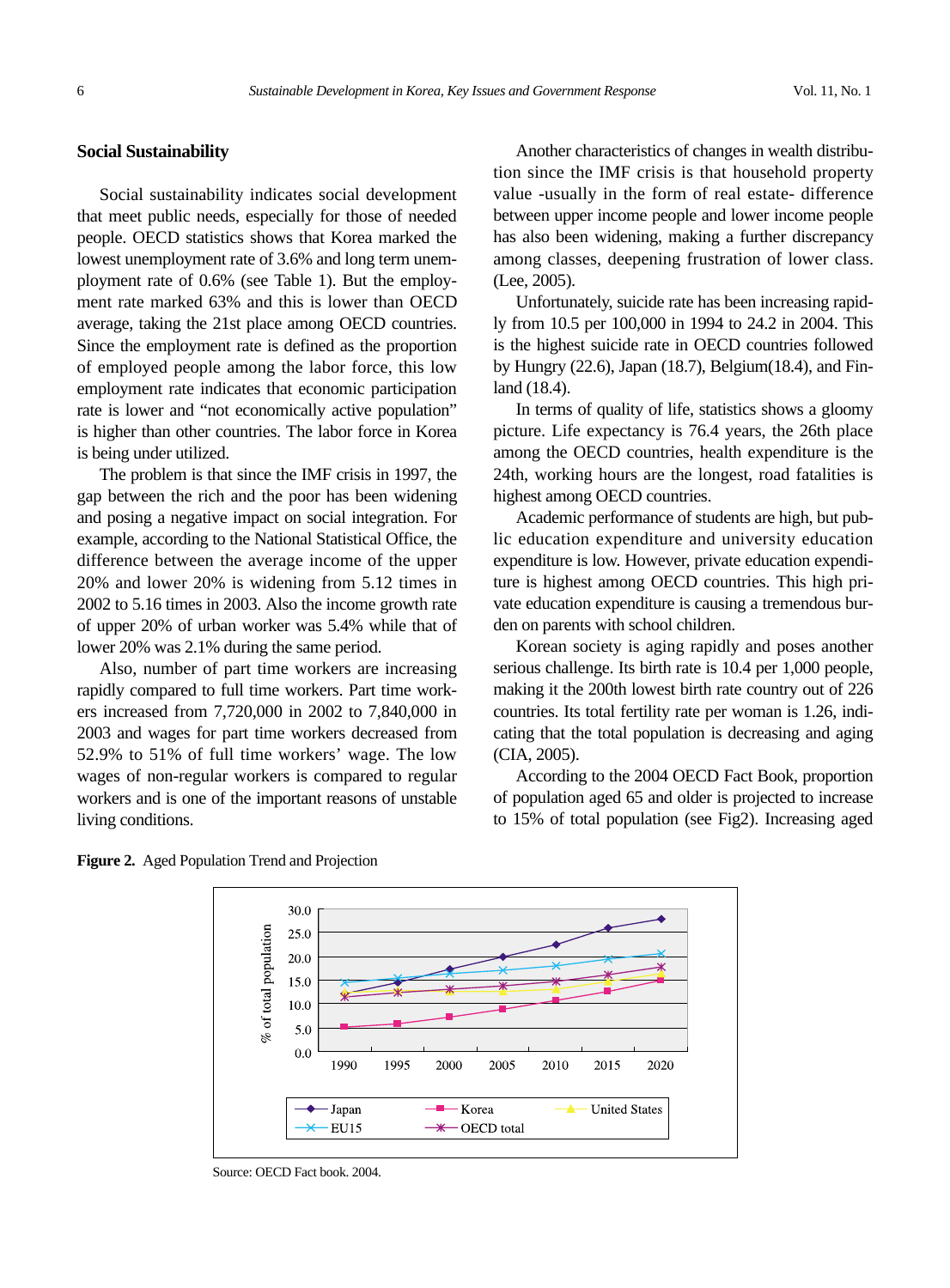### Social Sustainability

Social sustainability indicates social development that meet public needs, especially for those of needed people. OECD statistics shows that Korea marked the lowest unemployment rate of 3.6% and long term unemployment rate of 0.6% (see Table 1). But the employment rate marked 63% and this is lower than OECD average, taking the 21st place among OECD countries. Since the employment rate is defined as the proportion of employed people among the labor force, this low employment rate indicates that economic participation rate is lower and "not economically active population" is higher than other countries. The labor force in Korea is being under utilized.

The problem is that since the IMF crisis in 1997, the gap between the rich and the poor has been widening and posing a negative impact on social integration. For example, according to the National Statistical Office, the difference between the average income of the upper 20% and lower 20% is widening from 5.12 times in 2002 to 5.16 times in 2003. Also the income growth rate of upper 20% of urban worker was 5.4% while that of lower 20% was 2.1% during the same period.

Also, number of part time workers are increasing rapidly compared to full time workers. Part time workers increased from 7,720,000 in 2002 to 7,840,000 in 2003 and wages for part time workers decreased from 52.9% to 51% of full time workers' wage. The low wages of non-regular workers is compared to regular workers and is one of the important reasons of unstable living conditions.

Another characteristics of changes in wealth distribution since the IMF crisis is that household property value -usually in the form of real estate- difference between upper income people and lower income people has also been widening, making a further discrepancy among classes, deepening frustration of lower class. (Lee, 2005).

Unfortunately, suicide rate has been increasing rapidly from 10.5 per 100,000 in 1994 to 24.2 in 2004. This is the highest suicide rate in OECD countries followed by Hungry (22.6), Japan (18.7), Belgium(18.4), and Finland (18.4).

In terms of quality of life, statistics shows a gloomy picture. Life expectancy is 76.4 years, the 26th place among the OECD countries, health expenditure is the 24th, working hours are the longest, road fatalities is highest among OECD countries.

Academic performance of students are high, but public education expenditure and university education expenditure is low. However, private education expenditure is highest among OECD countries. This high private education expenditure is causing a tremendous burden on parents with school children.

Korean society is aging rapidly and poses another serious challenge. Its birth rate is 10.4 per 1,000 people, making it the 200th lowest birth rate country out of 226 countries. Its total fertility rate per woman is 1.26, indicating that the total population is decreasing and aging (CIA, 2005).

According to the 2004 OECD Fact Book, proportion of population aged 65 and older is projected to increase to 15% of total population (see Fig2). Increasing aged

**Figure 2.** Aged Population Trend and Projection

Source: OECD Fact book. 2004.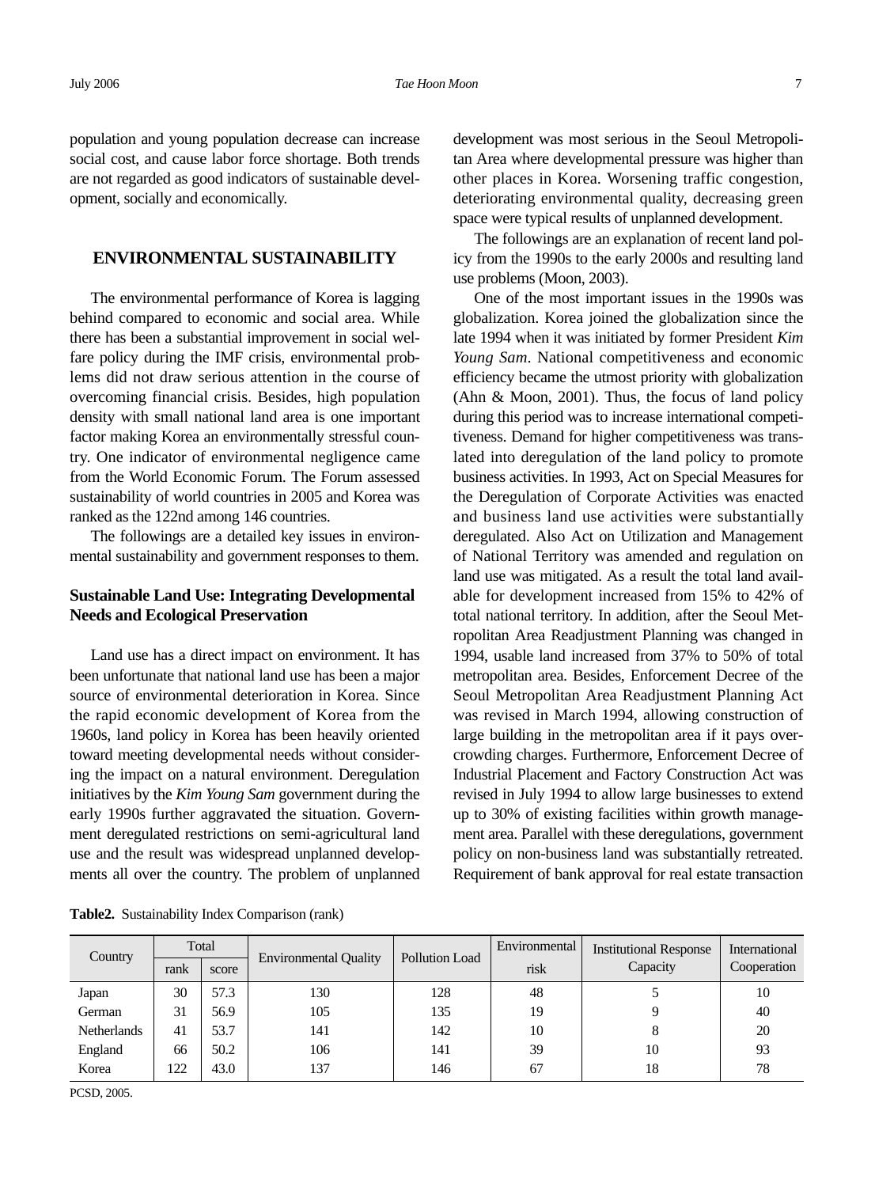population and young population decrease can increase social cost, and cause labor force shortage. Both trends are not regarded as good indicators of sustainable development, socially and economically.

## ENVIRONMENTAL SUSTAINABILITY

The environmental performance of Korea is lagging behind compared to economic and social area. While there has been a substantial improvement in social welfare policy during the IMF crisis, environmental problems did not draw serious attention in the course of overcoming financial crisis. Besides, high population density with small national land area is one important factor making Korea an environmentally stressful country. One indicator of environmental negligence came from the World Economic Forum. The Forum assessed sustainability of world countries in 2005 and Korea was ranked as the 122nd among 146 countries.

The followings are a detailed key issues in environmental sustainability and government responses to them.

### Sustainable Land Use: Integrating Developmental Needs and Ecological Preservation

Land use has a direct impact on environment. It has been unfortunate that national land use has been a major source of environmental deterioration in Korea. Since the rapid economic development of Korea from the 1960s, land policy in Korea has been heavily oriented toward meeting developmental needs without considering the impact on a natural environment. Deregulation initiatives by the *Kim Young Sam* government during the early 1990s further aggravated the situation. Government deregulated restrictions on semi-agricultural land use and the result was widespread unplanned developments all over the country. The problem of unplanned development was most serious in the Seoul Metropolitan Area where developmental pressure was higher than other places in Korea. Worsening traffic congestion, deteriorating environmental quality, decreasing green space were typical results of unplanned development.

The followings are an explanation of recent land policy from the 1990s to the early 2000s and resulting land use problems (Moon, 2003).

One of the most important issues in the 1990s was globalization. Korea joined the globalization since the late 1994 when it was initiated by former President *Kim Young Sam*. National competitiveness and economic efficiency became the utmost priority with globalization (Ahn & Moon, 2001). Thus, the focus of land policy during this period was to increase international competitiveness. Demand for higher competitiveness was translated into deregulation of the land policy to promote business activities. In 1993, Act on Special Measures for the Deregulation of Corporate Activities was enacted and business land use activities were substantially deregulated. Also Act on Utilization and Management of National Territory was amended and regulation on land use was mitigated. As a result the total land available for development increased from 15% to 42% of total national territory. In addition, after the Seoul Metropolitan Area Readjustment Planning was changed in 1994, usable land increased from 37% to 50% of total metropolitan area. Besides, Enforcement Decree of the Seoul Metropolitan Area Readjustment Planning Act was revised in March 1994, allowing construction of large building in the metropolitan area if it pays overcrowding charges. Furthermore, Enforcement Decree of Industrial Placement and Factory Construction Act was revised in July 1994 to allow large businesses to extend up to 30% of existing facilities within growth management area. Parallel with these deregulations, government policy on non-business land was substantially retreated. Requirement of bank approval for real estate transaction

**Table2.** Sustainability Index Comparison (rank)

| Country | Total | | Environmental Quality | Pollution Load | Environmental risk | Institutional Response Capacity | International Cooperation |
|---|---|---|---|---|---|---|---|
| | rank | score | | | | | |
| Japan | 30 | 57.3 | 130 | 128 | 48 | 5 | 10 |
| German | 31 | 56.9 | 105 | 135 | 19 | 9 | 40 |
| Netherlands | 41 | 53.7 | 141 | 142 | 10 | 8 | 20 |
| England | 66 | 50.2 | 106 | 141 | 39 | 10 | 93 |
| Korea | 122 | 43.0 | 137 | 146 | 67 | 18 | 78 |

PCSD, 2005.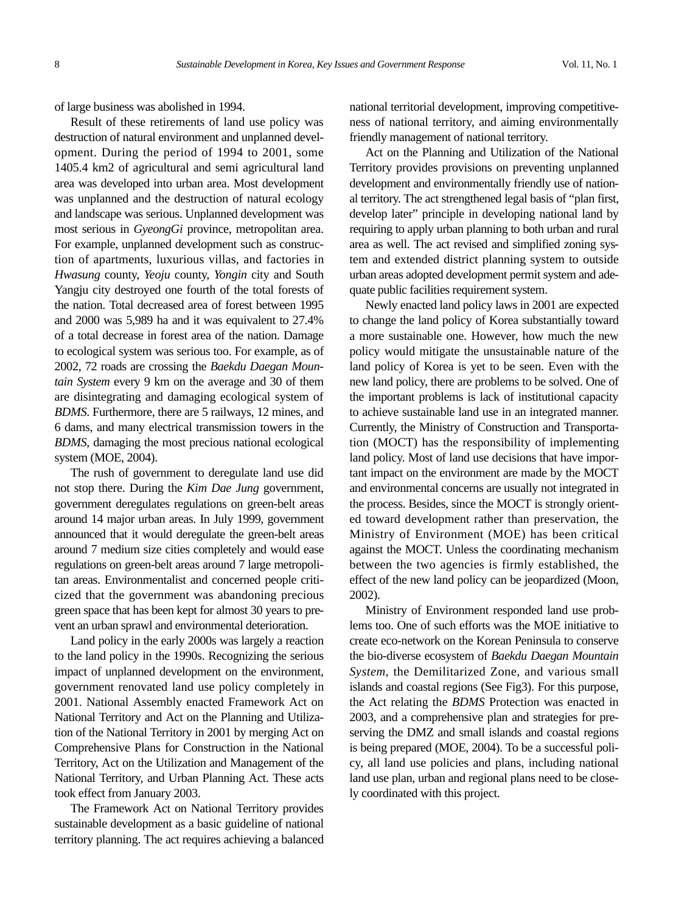of large business was abolished in 1994.

Result of these retirements of land use policy was destruction of natural environment and unplanned development. During the period of 1994 to 2001, some 1405.4 km2 of agricultural and semi agricultural land area was developed into urban area. Most development was unplanned and the destruction of natural ecology and landscape was serious. Unplanned development was most serious in *GyeongGi* province, metropolitan area. For example, unplanned development such as construction of apartments, luxurious villas, and factories in *Hwasung* county, *Yeoju* county, *Yongin* city and South Yangju city destroyed one fourth of the total forests of the nation. Total decreased area of forest between 1995 and 2000 was 5,989 ha and it was equivalent to 27.4% of a total decrease in forest area of the nation. Damage to ecological system was serious too. For example, as of 2002, 72 roads are crossing the *Baekdu Daegan Mountain System* every 9 km on the average and 30 of them are disintegrating and damaging ecological system of *BDMS*. Furthermore, there are 5 railways, 12 mines, and 6 dams, and many electrical transmission towers in the *BDMS*, damaging the most precious national ecological system (MOE, 2004).

The rush of government to deregulate land use did not stop there. During the *Kim Dae Jung* government, government deregulates regulations on green-belt areas around 14 major urban areas. In July 1999, government announced that it would deregulate the green-belt areas around 7 medium size cities completely and would ease regulations on green-belt areas around 7 large metropolitan areas. Environmentalist and concerned people criticized that the government was abandoning precious green space that has been kept for almost 30 years to prevent an urban sprawl and environmental deterioration.

Land policy in the early 2000s was largely a reaction to the land policy in the 1990s. Recognizing the serious impact of unplanned development on the environment, government renovated land use policy completely in 2001. National Assembly enacted Framework Act on National Territory and Act on the Planning and Utilization of the National Territory in 2001 by merging Act on Comprehensive Plans for Construction in the National Territory, Act on the Utilization and Management of the National Territory, and Urban Planning Act. These acts took effect from January 2003.

The Framework Act on National Territory provides sustainable development as a basic guideline of national territory planning. The act requires achieving a balanced national territorial development, improving competitiveness of national territory, and aiming environmentally friendly management of national territory.

Act on the Planning and Utilization of the National Territory provides provisions on preventing unplanned development and environmentally friendly use of national territory. The act strengthened legal basis of "plan first, develop later" principle in developing national land by requiring to apply urban planning to both urban and rural area as well. The act revised and simplified zoning system and extended district planning system to outside urban areas adopted development permit system and adequate public facilities requirement system.

Newly enacted land policy laws in 2001 are expected to change the land policy of Korea substantially toward a more sustainable one. However, how much the new policy would mitigate the unsustainable nature of the land policy of Korea is yet to be seen. Even with the new land policy, there are problems to be solved. One of the important problems is lack of institutional capacity to achieve sustainable land use in an integrated manner. Currently, the Ministry of Construction and Transportation (MOCT) has the responsibility of implementing land policy. Most of land use decisions that have important impact on the environment are made by the MOCT and environmental concerns are usually not integrated in the process. Besides, since the MOCT is strongly oriented toward development rather than preservation, the Ministry of Environment (MOE) has been critical against the MOCT. Unless the coordinating mechanism between the two agencies is firmly established, the effect of the new land policy can be jeopardized (Moon, 2002).

Ministry of Environment responded land use problems too. One of such efforts was the MOE initiative to create eco-network on the Korean Peninsula to conserve the bio-diverse ecosystem of *Baekdu Daegan Mountain System*, the Demilitarized Zone, and various small islands and coastal regions (See Fig3). For this purpose, the Act relating the *BDMS* Protection was enacted in 2003, and a comprehensive plan and strategies for preserving the DMZ and small islands and coastal regions is being prepared (MOE, 2004). To be a successful policy, all land use policies and plans, including national land use plan, urban and regional plans need to be closely coordinated with this project.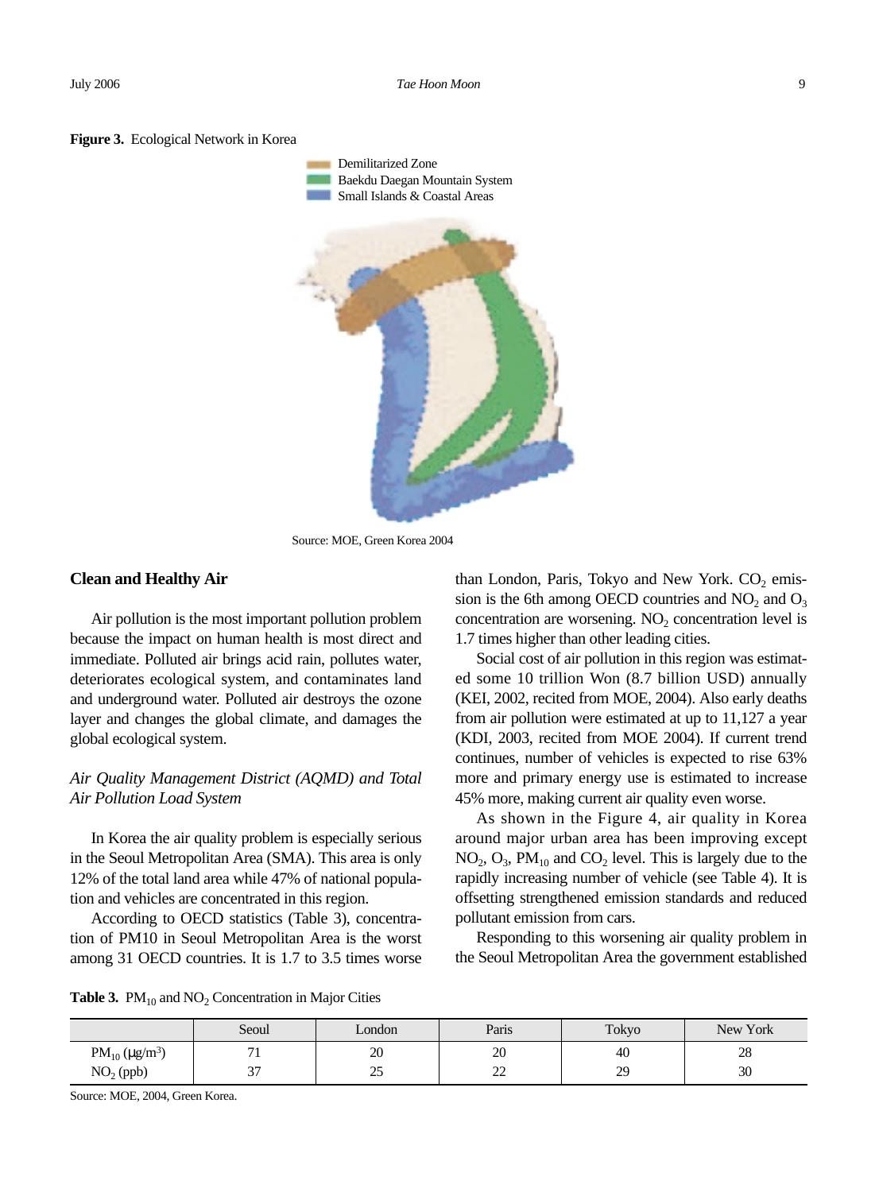**Figure 3.** Ecological Network in Korea

Demilitarized Zone
Baekdu Daegan Mountain System
Small Islands & Coastal Areas

Source: MOE, Green Korea 2004

## Clean and Healthy Air

Air pollution is the most important pollution problem because the impact on human health is most direct and immediate. Polluted air brings acid rain, pollutes water, deteriorates ecological system, and contaminates land and underground water. Polluted air destroys the ozone layer and changes the global climate, and damages the global ecological system.

### *Air Quality Management District (AQMD) and Total Air Pollution Load System*

In Korea the air quality problem is especially serious in the Seoul Metropolitan Area (SMA). This area is only 12% of the total land area while 47% of national population and vehicles are concentrated in this region.

According to OECD statistics (Table 3), concentration of PM10 in Seoul Metropolitan Area is the worst among 31 OECD countries. It is 1.7 to 3.5 times worse than London, Paris, Tokyo and New York. $CO_2$ emission is the 6th among OECD countries and $NO_2$ and $O_3$ concentration are worsening. $NO_2$ concentration level is 1.7 times higher than other leading cities.

Social cost of air pollution in this region was estimated some 10 trillion Won (8.7 billion USD) annually (KEI, 2002, recited from MOE, 2004). Also early deaths from air pollution were estimated at up to 11,127 a year (KDI, 2003, recited from MOE 2004). If current trend continues, number of vehicles is expected to rise 63% more and primary energy use is estimated to increase 45% more, making current air quality even worse.

As shown in the Figure 4, air quality in Korea around major urban area has been improving except $NO_2$, $O_3$, $PM_{10}$ and $CO_2$ level. This is largely due to the rapidly increasing number of vehicle (see Table 4). It is offsetting strengthened emission standards and reduced pollutant emission from cars.

Responding to this worsening air quality problem in the Seoul Metropolitan Area the government established

**Table 3.** $PM_{10}$ and $NO_2$ Concentration in Major Cities

| | Seoul | London | Paris | Tokyo | New York |
|---|---|---|---|---|---|
| $PM_{10}$ ($\mu g/m^3$) | 71 | 20 | 20 | 40 | 28 |
| $NO_2$ (ppb) | 37 | 25 | 22 | 29 | 30 |

Source: MOE, 2004, Green Korea.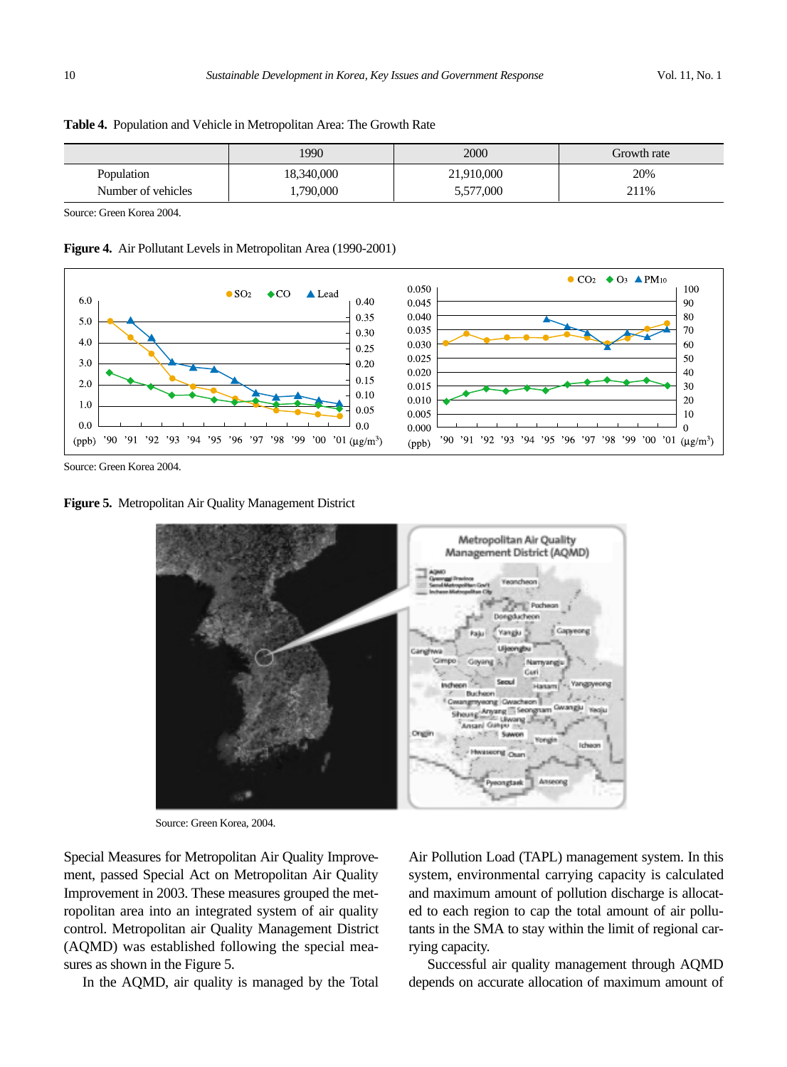**Table 4.** Population and Vehicle in Metropolitan Area: The Growth Rate

| | 1990 | 2000 | Growth rate |
|---|---|---|---|
| Population | 18,340,000 | 21,910,000 | 20% |
| Number of vehicles | 1,790,000 | 5,577,000 | 211% |

Source: Green Korea 2004.

**Figure 4.** Air Pollutant Levels in Metropolitan Area (1990-2001)

Source: Green Korea 2004.

**Figure 5.** Metropolitan Air Quality Management District

Source: Green Korea, 2004.

Special Measures for Metropolitan Air Quality Improvement, passed Special Act on Metropolitan Air Quality Improvement in 2003. These measures grouped the metropolitan area into an integrated system of air quality control. Metropolitan air Quality Management District (AQMD) was established following the special measures as shown in the Figure 5.

In the AQMD, air quality is managed by the Total Air Pollution Load (TAPL) management system. In this system, environmental carrying capacity is calculated and maximum amount of pollution discharge is allocated to each region to cap the total amount of air pollutants in the SMA to stay within the limit of regional carrying capacity.

Successful air quality management through AQMD depends on accurate allocation of maximum amount of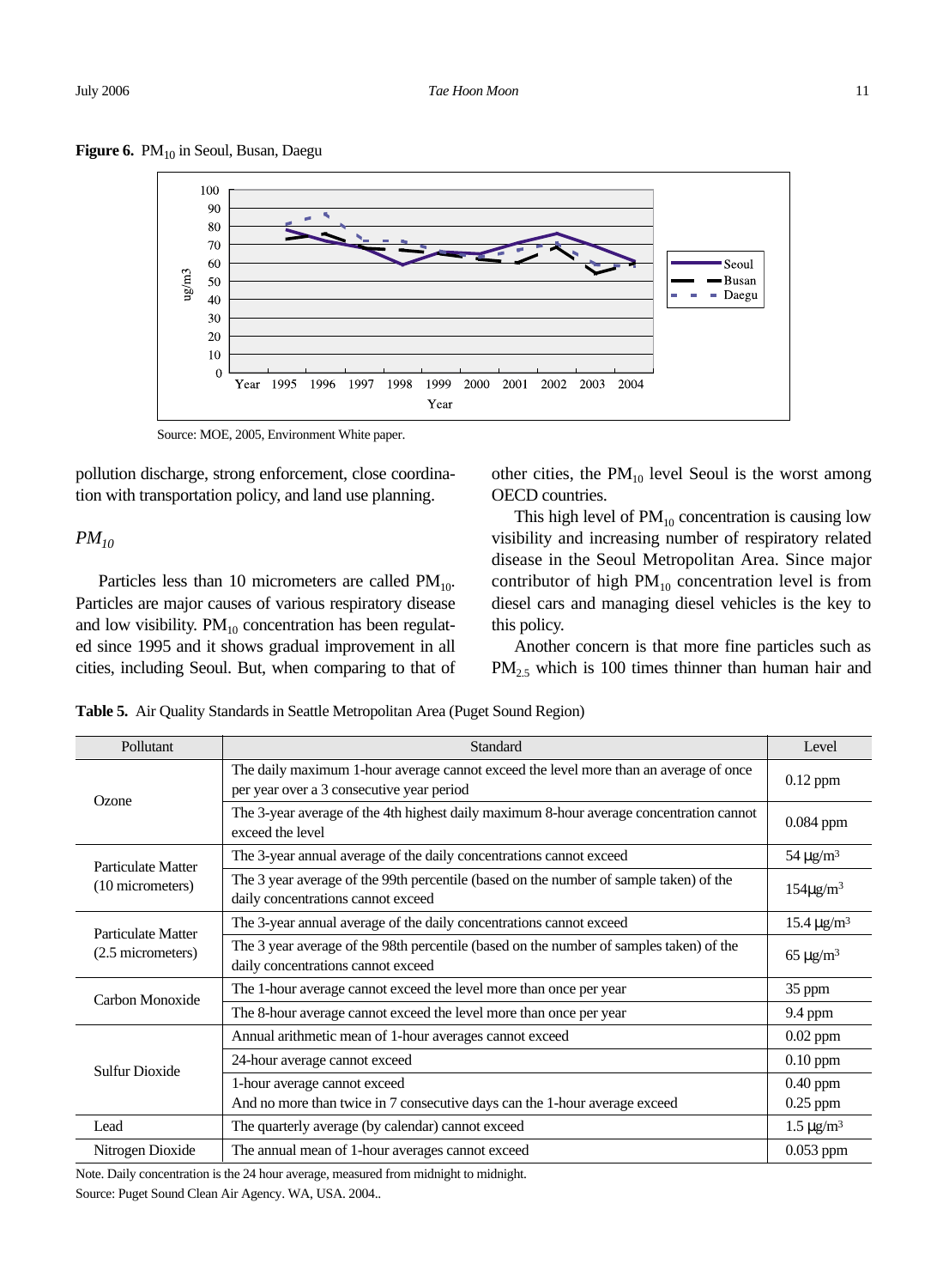**Figure 6.** $PM_{10}$ in Seoul, Busan, Daegu

Source: MOE, 2005, Environment White paper.

pollution discharge, strong enforcement, close coordination with transportation policy, and land use planning.

### *$PM_{10}$*

Particles less than 10 micrometers are called $PM_{10}$. Particles are major causes of various respiratory disease and low visibility. $PM_{10}$ concentration has been regulated since 1995 and it shows gradual improvement in all cities, including Seoul. But, when comparing to that of other cities, the $PM_{10}$ level Seoul is the worst among OECD countries.

This high level of $PM_{10}$ concentration is causing low visibility and increasing number of respiratory related disease in the Seoul Metropolitan Area. Since major contributor of high $PM_{10}$ concentration level is from diesel cars and managing diesel vehicles is the key to this policy.

Another concern is that more fine particles such as $PM_{2.5}$ which is 100 times thinner than human hair and

**Table 5.** Air Quality Standards in Seattle Metropolitan Area (Puget Sound Region)

| Pollutant | Standard | Level |
|---|---|---|
| Ozone | The daily maximum 1-hour average cannot exceed the level more than an average of once per year over a 3 consecutive year period | 0.12 ppm |
| | The 3-year average of the 4th highest daily maximum 8-hour average concentration cannot exceed the level | 0.084 ppm |
| Particulate Matter (10 micrometers) | The 3-year annual average of the daily concentrations cannot exceed | 54 μg/m³ |
| | The 3 year average of the 99th percentile (based on the number of sample taken) of the daily concentrations cannot exceed | 154μg/m³ |
| Particulate Matter (2.5 micrometers) | The 3-year annual average of the daily concentrations cannot exceed | 15.4 μg/m³ |
| | The 3 year average of the 98th percentile (based on the number of samples taken) of the daily concentrations cannot exceed | 65 μg/m³ |
| Carbon Monoxide | The 1-hour average cannot exceed the level more than once per year | 35 ppm |
| | The 8-hour average cannot exceed the level more than once per year | 9.4 ppm |
| Sulfur Dioxide | Annual arithmetic mean of 1-hour averages cannot exceed | 0.02 ppm |
| | 24-hour average cannot exceed | 0.10 ppm |
| | 1-hour average cannot exceed<br>And no more than twice in 7 consecutive days can the 1-hour average exceed | 0.40 ppm<br>0.25 ppm |
| Lead | The quarterly average (by calendar) cannot exceed | 1.5 μg/m³ |
| Nitrogen Dioxide | The annual mean of 1-hour averages cannot exceed | 0.053 ppm |

Note. Daily concentration is the 24 hour average, measured from midnight to midnight.

Source: Puget Sound Clean Air Agency. WA, USA. 2004..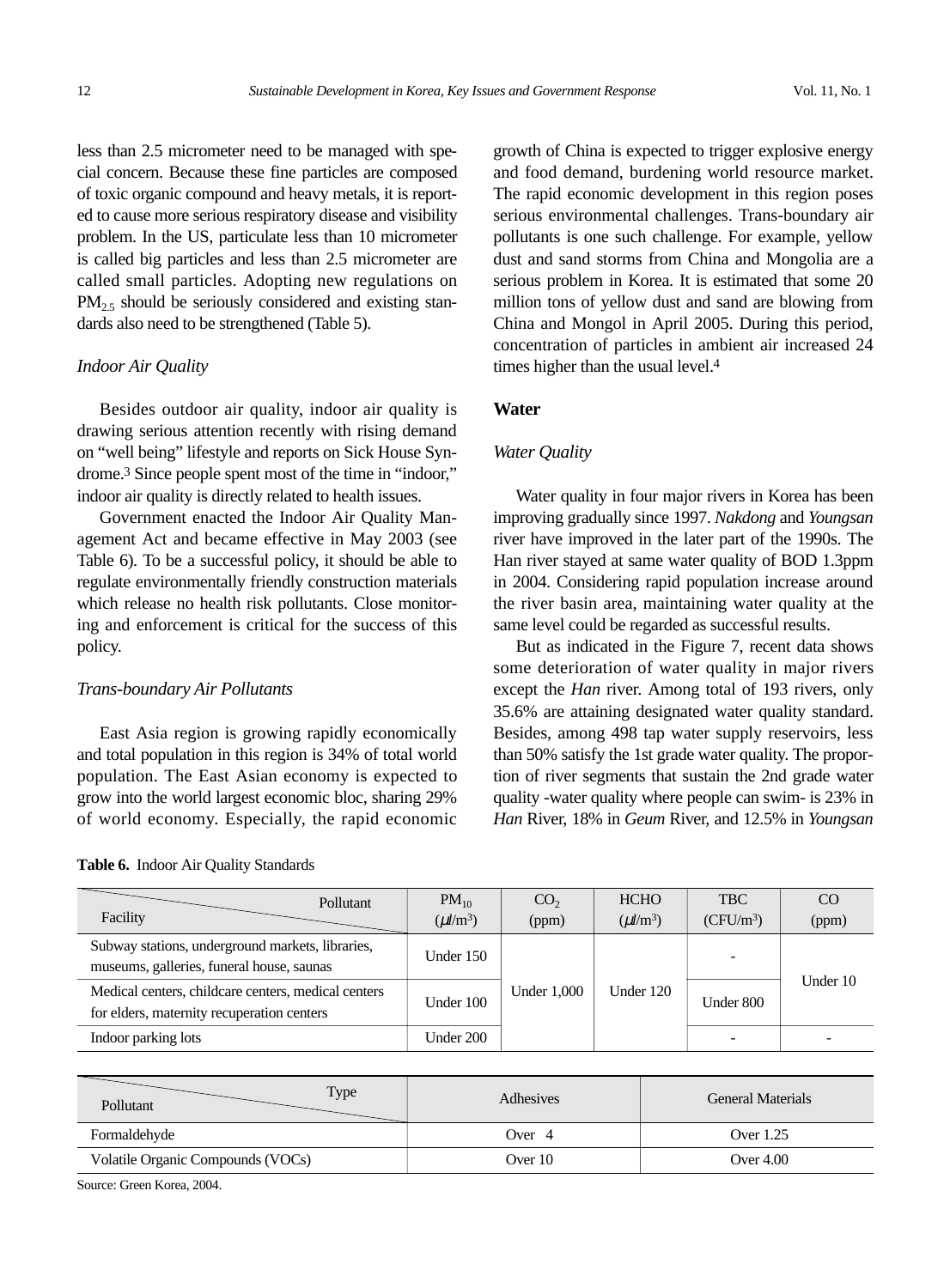less than 2.5 micrometer need to be managed with special concern. Because these fine particles are composed of toxic organic compound and heavy metals, it is reported to cause more serious respiratory disease and visibility problem. In the US, particulate less than 10 micrometer is called big particles and less than 2.5 micrometer are called small particles. Adopting new regulations on $PM_{2.5}$ should be seriously considered and existing standards also need to be strengthened (Table 5).

### *Indoor Air Quality*

Besides outdoor air quality, indoor air quality is drawing serious attention recently with rising demand on "well being" lifestyle and reports on Sick House Syndrome.[3] Since people spent most of the time in "indoor," indoor air quality is directly related to health issues.

Government enacted the Indoor Air Quality Management Act and became effective in May 2003 (see Table 6). To be a successful policy, it should be able to regulate environmentally friendly construction materials which release no health risk pollutants. Close monitoring and enforcement is critical for the success of this policy.

### *Trans-boundary Air Pollutants*

East Asia region is growing rapidly economically and total population in this region is 34% of total world population. The East Asian economy is expected to grow into the world largest economic bloc, sharing 29% of world economy. Especially, the rapid economic growth of China is expected to trigger explosive energy and food demand, burdening world resource market. The rapid economic development in this region poses serious environmental challenges. Trans-boundary air pollutants is one such challenge. For example, yellow dust and sand storms from China and Mongolia are a serious problem in Korea. It is estimated that some 20 million tons of yellow dust and sand are blowing from China and Mongol in April 2005. During this period, concentration of particles in ambient air increased 24 times higher than the usual level.[4]

## Water

### *Water Quality*

Water quality in four major rivers in Korea has been improving gradually since 1997. *Nakdong* and *Youngsan* river have improved in the later part of the 1990s. The Han river stayed at same water quality of BOD 1.3ppm in 2004. Considering rapid population increase around the river basin area, maintaining water quality at the same level could be regarded as successful results.

But as indicated in the Figure 7, recent data shows some deterioration of water quality in major rivers except the *Han* river. Among total of 193 rivers, only 35.6% are attaining designated water quality standard. Besides, among 498 tap water supply reservoirs, less than 50% satisfy the 1st grade water quality. The proportion of river segments that sustain the 2nd grade water quality -water quality where people can swim- is 23% in *Han* River, 18% in *Geum* River, and 12.5% in *Youngsan*

**Table 6.** Indoor Air Quality Standards

| Facility \ Pollutant | $PM_{10}$ ($\mu l/m^3$) | $CO_2$ (ppm) | HCHO ($\mu l/m^3$) | TBC ($CFU/m^3$) | CO (ppm) |
|---|---|---|---|---|---|
| Subway stations, underground markets, libraries, museums, galleries, funeral house, saunas | Under 150 | Under 1,000 | Under 120 | - | Under 10 |
| Medical centers, childcare centers, medical centers for elders, maternity recuperation centers | Under 100 | Under 1,000 | Under 120 | Under 800 | Under 10 |
| Indoor parking lots | Under 200 | Under 1,000 | Under 120 | - | - |

| Pollutant \ Type | Adhesives | General Materials |
|---|---|---|
| Formaldehyde | Over 4 | Over 1.25 |
| Volatile Organic Compounds (VOCs) | Over 10 | Over 4.00 |

Source: Green Korea, 2004.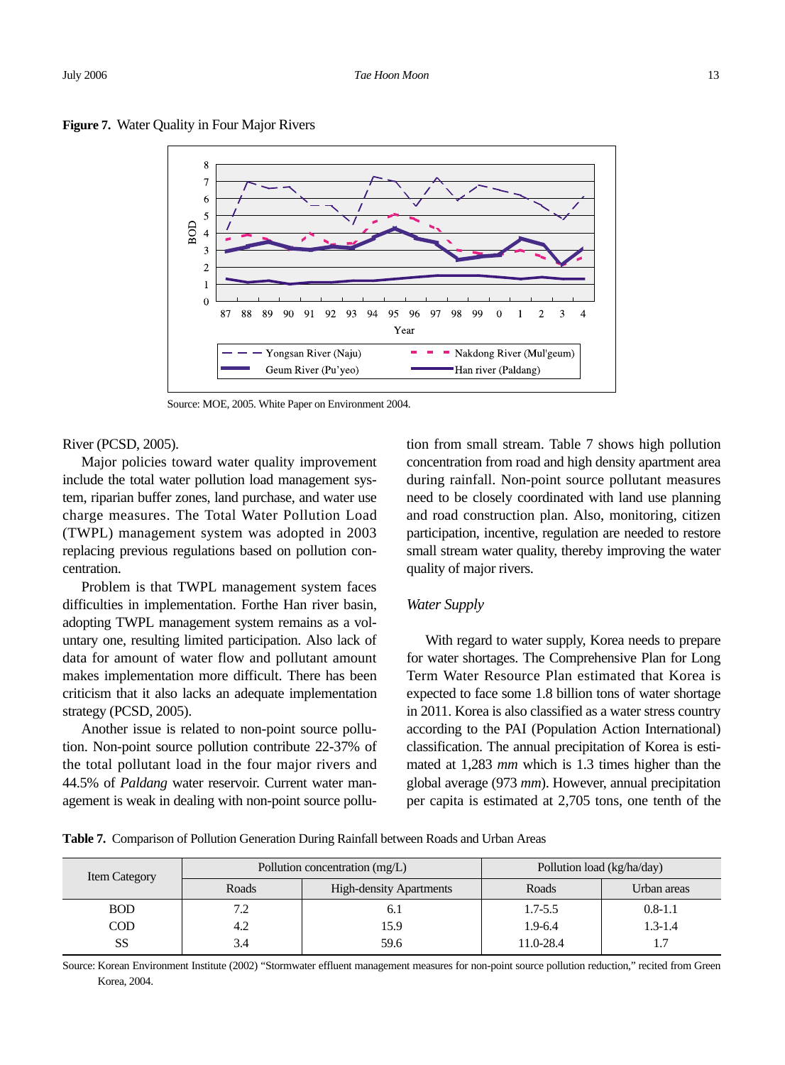**Figure 7.** Water Quality in Four Major Rivers

Source: MOE, 2005. White Paper on Environment 2004.

River (PCSD, 2005).

Major policies toward water quality improvement include the total water pollution load management system, riparian buffer zones, land purchase, and water use charge measures. The Total Water Pollution Load (TWPL) management system was adopted in 2003 replacing previous regulations based on pollution concentration.

Problem is that TWPL management system faces difficulties in implementation. Forthe Han river basin, adopting TWPL management system remains as a voluntary one, resulting limited participation. Also lack of data for amount of water flow and pollutant amount makes implementation more difficult. There has been criticism that it also lacks an adequate implementation strategy (PCSD, 2005).

Another issue is related to non-point source pollution. Non-point source pollution contribute 22-37% of the total pollutant load in the four major rivers and 44.5% of *Paldang* water reservoir. Current water management is weak in dealing with non-point source pollution from small stream. Table 7 shows high pollution concentration from road and high density apartment area during rainfall. Non-point source pollutant measures need to be closely coordinated with land use planning and road construction plan. Also, monitoring, citizen participation, incentive, regulation are needed to restore small stream water quality, thereby improving the water quality of major rivers.

### *Water Supply*

With regard to water supply, Korea needs to prepare for water shortages. The Comprehensive Plan for Long Term Water Resource Plan estimated that Korea is expected to face some 1.8 billion tons of water shortage in 2011. Korea is also classified as a water stress country according to the PAI (Population Action International) classification. The annual precipitation of Korea is estimated at 1,283 *mm* which is 1.3 times higher than the global average (973 *mm*). However, annual precipitation per capita is estimated at 2,705 tons, one tenth of the

**Table 7.** Comparison of Pollution Generation During Rainfall between Roads and Urban Areas

| Item Category | Pollution concentration (mg/L) | | Pollution load (kg/ha/day) | |
|---|---|---|---|---|
| | Roads | High-density Apartments | Roads | Urban areas |
| BOD | 7.2 | 6.1 | 1.7-5.5 | 0.8-1.1 |
| COD | 4.2 | 15.9 | 1.9-6.4 | 1.3-1.4 |
| SS | 3.4 | 59.6 | 11.0-28.4 | 1.7 |

Source: Korean Environment Institute (2002) "Stormwater effluent management measures for non-point source pollution reduction," recited from Green Korea, 2004.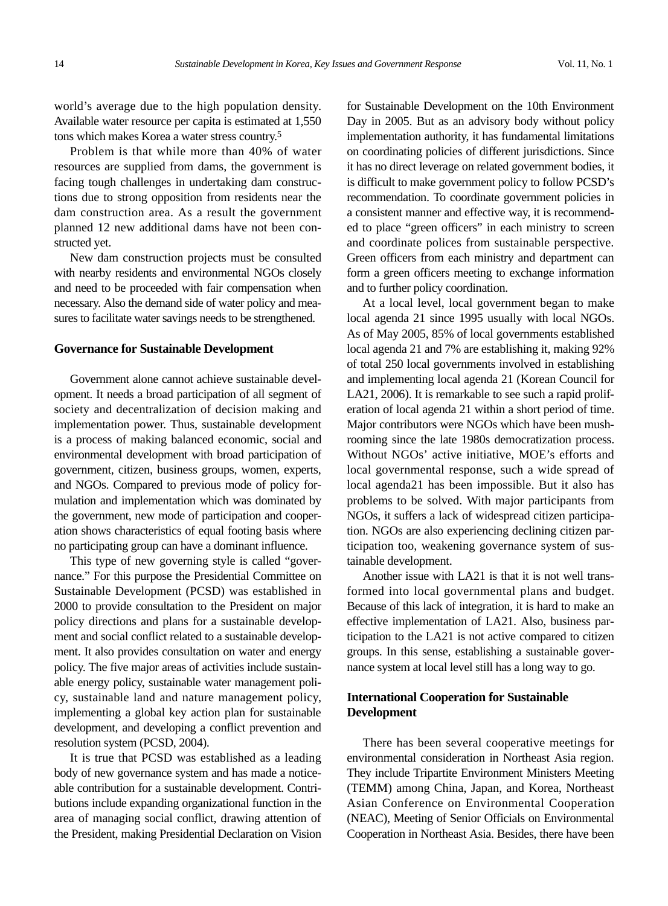world's average due to the high population density. Available water resource per capita is estimated at 1,550 tons which makes Korea a water stress country.[5]

Problem is that while more than 40% of water resources are supplied from dams, the government is facing tough challenges in undertaking dam constructions due to strong opposition from residents near the dam construction area. As a result the government planned 12 new additional dams have not been constructed yet.

New dam construction projects must be consulted with nearby residents and environmental NGOs closely and need to be proceeded with fair compensation when necessary. Also the demand side of water policy and measures to facilitate water savings needs to be strengthened.

## Governance for Sustainable Development

Government alone cannot achieve sustainable development. It needs a broad participation of all segment of society and decentralization of decision making and implementation power. Thus, sustainable development is a process of making balanced economic, social and environmental development with broad participation of government, citizen, business groups, women, experts, and NGOs. Compared to previous mode of policy formulation and implementation which was dominated by the government, new mode of participation and cooperation shows characteristics of equal footing basis where no participating group can have a dominant influence.

This type of new governing style is called "governance." For this purpose the Presidential Committee on Sustainable Development (PCSD) was established in 2000 to provide consultation to the President on major policy directions and plans for a sustainable development and social conflict related to a sustainable development. It also provides consultation on water and energy policy. The five major areas of activities include sustainable energy policy, sustainable water management policy, sustainable land and nature management policy, implementing a global key action plan for sustainable development, and developing a conflict prevention and resolution system (PCSD, 2004).

It is true that PCSD was established as a leading body of new governance system and has made a noticeable contribution for a sustainable development. Contributions include expanding organizational function in the area of managing social conflict, drawing attention of the President, making Presidential Declaration on Vision for Sustainable Development on the 10th Environment Day in 2005. But as an advisory body without policy implementation authority, it has fundamental limitations on coordinating policies of different jurisdictions. Since it has no direct leverage on related government bodies, it is difficult to make government policy to follow PCSD's recommendation. To coordinate government policies in a consistent manner and effective way, it is recommended to place "green officers" in each ministry to screen and coordinate polices from sustainable perspective. Green officers from each ministry and department can form a green officers meeting to exchange information and to further policy coordination.

At a local level, local government began to make local agenda 21 since 1995 usually with local NGOs. As of May 2005, 85% of local governments established local agenda 21 and 7% are establishing it, making 92% of total 250 local governments involved in establishing and implementing local agenda 21 (Korean Council for LA21, 2006). It is remarkable to see such a rapid proliferation of local agenda 21 within a short period of time. Major contributors were NGOs which have been mushrooming since the late 1980s democratization process. Without NGOs' active initiative, MOE's efforts and local governmental response, such a wide spread of local agenda21 has been impossible. But it also has problems to be solved. With major participants from NGOs, it suffers a lack of widespread citizen participation. NGOs are also experiencing declining citizen participation too, weakening governance system of sustainable development.

Another issue with LA21 is that it is not well transformed into local governmental plans and budget. Because of this lack of integration, it is hard to make an effective implementation of LA21. Also, business participation to the LA21 is not active compared to citizen groups. In this sense, establishing a sustainable governance system at local level still has a long way to go.

## International Cooperation for Sustainable Development

There has been several cooperative meetings for environmental consideration in Northeast Asia region. They include Tripartite Environment Ministers Meeting (TEMM) among China, Japan, and Korea, Northeast Asian Conference on Environmental Cooperation (NEAC), Meeting of Senior Officials on Environmental Cooperation in Northeast Asia. Besides, there have been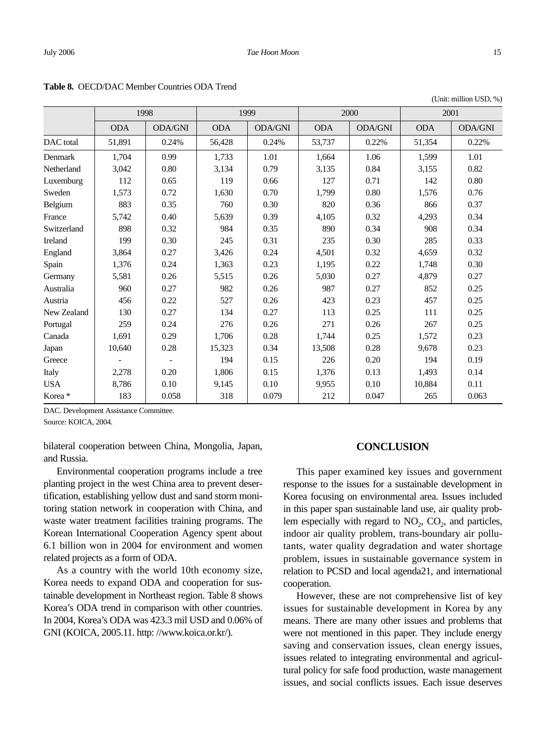**Table 8.** OECD/DAC Member Countries ODA Trend

(Unit: million USD, %)

| | 1998 | | 1999 | | 2000 | | 2001 | |
|---|---|---|---|---|---|---|---|---|
| | ODA | ODA/GNI | ODA | ODA/GNI | ODA | ODA/GNI | ODA | ODA/GNI |
| DAC total | 51,891 | 0.24% | 56,428 | 0.24% | 53,737 | 0.22% | 51,354 | 0.22% |
| Denmark | 1,704 | 0.99 | 1,733 | 1.01 | 1,664 | 1.06 | 1,599 | 1.01 |
| Netherland | 3,042 | 0.80 | 3,134 | 0.79 | 3,135 | 0.84 | 3,155 | 0.82 |
| Luxemburg | 112 | 0.65 | 119 | 0.66 | 127 | 0.71 | 142 | 0.80 |
| Sweden | 1,573 | 0.72 | 1,630 | 0.70 | 1,799 | 0.80 | 1,576 | 0.76 |
| Belgium | 883 | 0.35 | 760 | 0.30 | 820 | 0.36 | 866 | 0.37 |
| France | 5,742 | 0.40 | 5,639 | 0.39 | 4,105 | 0.32 | 4,293 | 0.34 |
| Switzerland | 898 | 0.32 | 984 | 0.35 | 890 | 0.34 | 908 | 0.34 |
| Ireland | 199 | 0.30 | 245 | 0.31 | 235 | 0.30 | 285 | 0.33 |
| England | 3,864 | 0.27 | 3,426 | 0.24 | 4,501 | 0.32 | 4,659 | 0.32 |
| Spain | 1,376 | 0.24 | 1,363 | 0.23 | 1,195 | 0.22 | 1,748 | 0.30 |
| Germany | 5,581 | 0.26 | 5,515 | 0.26 | 5,030 | 0.27 | 4,879 | 0.27 |
| Australia | 960 | 0.27 | 982 | 0.26 | 987 | 0.27 | 852 | 0.25 |
| Austria | 456 | 0.22 | 527 | 0.26 | 423 | 0.23 | 457 | 0.25 |
| New Zealand | 130 | 0.27 | 134 | 0.27 | 113 | 0.25 | 111 | 0.25 |
| Portugal | 259 | 0.24 | 276 | 0.26 | 271 | 0.26 | 267 | 0.25 |
| Canada | 1,691 | 0.29 | 1,706 | 0.28 | 1,744 | 0.25 | 1,572 | 0.23 |
| Japan | 10,640 | 0.28 | 15,323 | 0.34 | 13,508 | 0.28 | 9,678 | 0.23 |
| Greece | - | - | 194 | 0.15 | 226 | 0.20 | 194 | 0.19 |
| Italy | 2,278 | 0.20 | 1,806 | 0.15 | 1,376 | 0.13 | 1,493 | 0.14 |
| USA | 8,786 | 0.10 | 9,145 | 0.10 | 9,955 | 0.10 | 10,884 | 0.11 |
| Korea * | 183 | 0.058 | 318 | 0.079 | 212 | 0.047 | 265 | 0.063 |

DAC. Development Assistance Committee.
Source: KOICA, 2004.

bilateral cooperation between China, Mongolia, Japan, and Russia.

Environmental cooperation programs include a tree planting project in the west China area to prevent desertification, establishing yellow dust and sand storm monitoring station network in cooperation with China, and waste water treatment facilities training programs. The Korean International Cooperation Agency spent about 6.1 billion won in 2004 for environment and women related projects as a form of ODA.

As a country with the world 10th economy size, Korea needs to expand ODA and cooperation for sustainable development in Northeast region. Table 8 shows Korea's ODA trend in comparison with other countries. In 2004, Korea's ODA was 423.3 mil USD and 0.06% of GNI (KOICA, 2005.11. http: //www.koica.or.kr/).

## CONCLUSION

This paper examined key issues and government response to the issues for a sustainable development in Korea focusing on environmental area. Issues included in this paper span sustainable land use, air quality problem especially with regard to $NO_2$, $CO_2$, and particles, indoor air quality problem, trans-boundary air pollutants, water quality degradation and water shortage problem, issues in sustainable governance system in relation to PCSD and local agenda21, and international cooperation.

However, these are not comprehensive list of key issues for sustainable development in Korea by any means. There are many other issues and problems that were not mentioned in this paper. They include energy saving and conservation issues, clean energy issues, issues related to integrating environmental and agricultural policy for safe food production, waste management issues, and social conflicts issues. Each issue deserves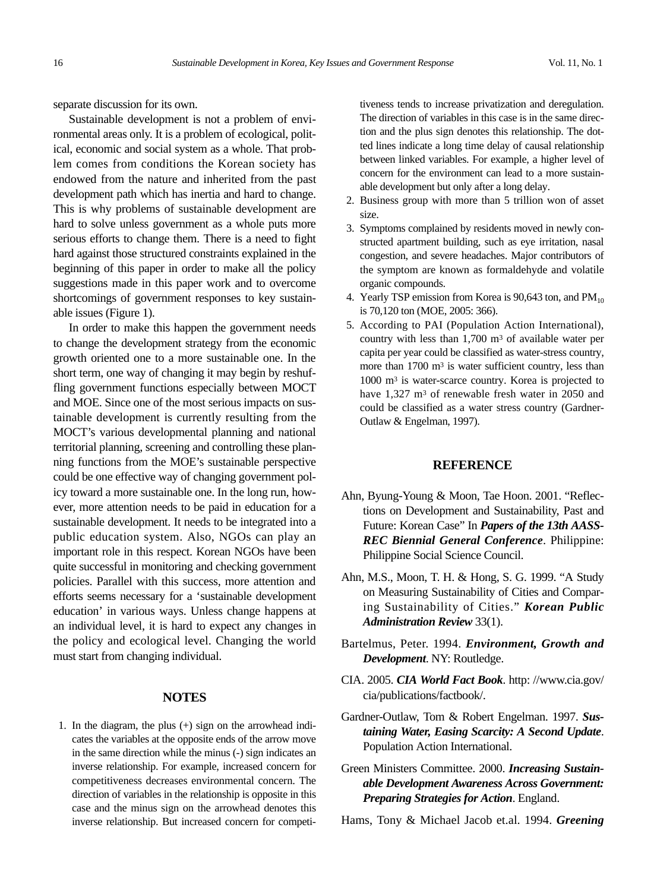separate discussion for its own.

Sustainable development is not a problem of environmental areas only. It is a problem of ecological, political, economic and social system as a whole. That problem comes from conditions the Korean society has endowed from the nature and inherited from the past development path which has inertia and hard to change. This is why problems of sustainable development are hard to solve unless government as a whole puts more serious efforts to change them. There is a need to fight hard against those structured constraints explained in the beginning of this paper in order to make all the policy suggestions made in this paper work and to overcome shortcomings of government responses to key sustainable issues (Figure 1).

In order to make this happen the government needs to change the development strategy from the economic growth oriented one to a more sustainable one. In the short term, one way of changing it may begin by reshuffling government functions especially between MOCT and MOE. Since one of the most serious impacts on sustainable development is currently resulting from the MOCT's various developmental planning and national territorial planning, screening and controlling these planning functions from the MOE's sustainable perspective could be one effective way of changing government policy toward a more sustainable one. In the long run, however, more attention needs to be paid in education for a sustainable development. It needs to be integrated into a public education system. Also, NGOs can play an important role in this respect. Korean NGOs have been quite successful in monitoring and checking government policies. Parallel with this success, more attention and efforts seems necessary for a 'sustainable development education' in various ways. Unless change happens at an individual level, it is hard to expect any changes in the policy and ecological level. Changing the world must start from changing individual.

## NOTES

1. In the diagram, the plus (+) sign on the arrowhead indicates the variables at the opposite ends of the arrow move in the same direction while the minus (-) sign indicates an inverse relationship. For example, increased concern for competitiveness decreases environmental concern. The direction of variables in the relationship is opposite in this case and the minus sign on the arrowhead denotes this inverse relationship. But increased concern for competitiveness tends to increase privatization and deregulation. The direction of variables in this case is in the same direction and the plus sign denotes this relationship. The dotted lines indicate a long time delay of causal relationship between linked variables. For example, a higher level of concern for the environment can lead to a more sustainable development but only after a long delay.
2. Business group with more than 5 trillion won of asset size.
3. Symptoms complained by residents moved in newly constructed apartment building, such as eye irritation, nasal congestion, and severe headaches. Major contributors of the symptom are known as formaldehyde and volatile organic compounds.
4. Yearly TSP emission from Korea is 90,643 ton, and $PM_{10}$ is 70,120 ton (MOE, 2005: 366).
5. According to PAI (Population Action International), country with less than 1,700 $m^3$ of available water per capita per year could be classified as water-stress country, more than 1700 $m^3$ is water sufficient country, less than 1000 $m^3$ is water-scarce country. Korea is projected to have 1,327 $m^3$ of renewable fresh water in 2050 and could be classified as a water stress country (Gardner-Outlaw & Engelman, 1997).

## REFERENCE

Ahn, Byung-Young & Moon, Tae Hoon. 2001. "Reflections on Development and Sustainability, Past and Future: Korean Case" In ***Papers of the 13th AASS-REC Biennial General Conference***. Philippine: Philippine Social Science Council.

Ahn, M.S., Moon, T. H. & Hong, S. G. 1999. "A Study on Measuring Sustainability of Cities and Comparing Sustainability of Cities." ***Korean Public Administration Review*** 33(1).

Bartelmus, Peter. 1994. ***Environment, Growth and Development***. NY: Routledge.

CIA. 2005. ***CIA World Fact Book***. http: //www.cia.gov/cia/publications/factbook/.

Gardner-Outlaw, Tom & Robert Engelman. 1997. ***Sustaining Water, Easing Scarcity: A Second Update***. Population Action International.

Green Ministers Committee. 2000. ***Increasing Sustainable Development Awareness Across Government: Preparing Strategies for Action***. England.

Hams, Tony & Michael Jacob et.al. 1994. ***Greening***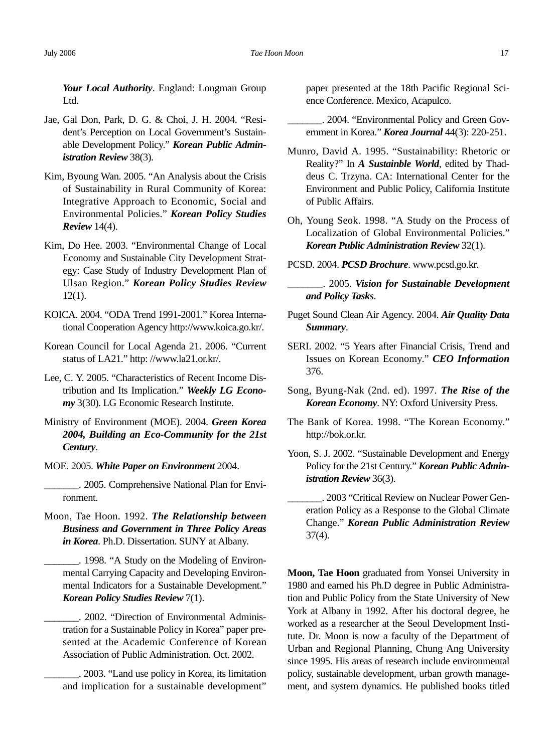***Your Local Authority***. England: Longman Group Ltd.

Jae, Gal Don, Park, D. G. & Choi, J. H. 2004. "Resident's Perception on Local Government's Sustainable Development Policy." ***Korean Public Administration Review*** 38(3).

Kim, Byoung Wan. 2005. "An Analysis about the Crisis of Sustainability in Rural Community of Korea: Integrative Approach to Economic, Social and Environmental Policies." ***Korean Policy Studies Review*** 14(4).

Kim, Do Hee. 2003. "Environmental Change of Local Economy and Sustainable City Development Strategy: Case Study of Industry Development Plan of Ulsan Region." ***Korean Policy Studies Review*** 12(1).

KOICA. 2004. "ODA Trend 1991-2001." Korea International Cooperation Agency http://www.koica.go.kr/.

Korean Council for Local Agenda 21. 2006. "Current status of LA21." http: //www.la21.or.kr/.

Lee, C. Y. 2005. "Characteristics of Recent Income Distribution and Its Implication." ***Weekly LG Economy*** 3(30). LG Economic Research Institute.

Ministry of Environment (MOE). 2004. ***Green Korea 2004, Building an Eco-Community for the 21st Century***.

MOE. 2005. ***White Paper on Environment*** 2004.

_______. 2005. Comprehensive National Plan for Environment.

Moon, Tae Hoon. 1992. ***The Relationship between Business and Government in Three Policy Areas in Korea***. Ph.D. Dissertation. SUNY at Albany.

_______. 1998. "A Study on the Modeling of Environmental Carrying Capacity and Developing Environmental Indicators for a Sustainable Development." ***Korean Policy Studies Review*** 7(1).

_______. 2002. "Direction of Environmental Administration for a Sustainable Policy in Korea" paper presented at the Academic Conference of Korean Association of Public Administration. Oct. 2002.

_______. 2003. "Land use policy in Korea, its limitation and implication for a sustainable development" paper presented at the 18th Pacific Regional Science Conference. Mexico, Acapulco.

_______. 2004. "Environmental Policy and Green Government in Korea." ***Korea Journal*** 44(3): 220-251.

Munro, David A. 1995. "Sustainability: Rhetoric or Reality?" In ***A Sustainble World***, edited by Thaddeus C. Trzyna. CA: International Center for the Environment and Public Policy, California Institute of Public Affairs.

Oh, Young Seok. 1998. "A Study on the Process of Localization of Global Environmental Policies." ***Korean Public Administration Review*** 32(1).

PCSD. 2004. ***PCSD Brochure***. www.pcsd.go.kr.

_______. 2005. ***Vision for Sustainable Development and Policy Tasks***.

Puget Sound Clean Air Agency. 2004. ***Air Quality Data Summary***.

SERI. 2002. "5 Years after Financial Crisis, Trend and Issues on Korean Economy." ***CEO Information*** 376.

Song, Byung-Nak (2nd. ed). 1997. ***The Rise of the Korean Economy***. NY: Oxford University Press.

The Bank of Korea. 1998. "The Korean Economy." http://bok.or.kr.

Yoon, S. J. 2002. "Sustainable Development and Energy Policy for the 21st Century." ***Korean Public Administration Review*** 36(3).

_______. 2003 "Critical Review on Nuclear Power Generation Policy as a Response to the Global Climate Change." ***Korean Public Administration Review*** 37(4).

**Moon, Tae Hoon** graduated from Yonsei University in 1980 and earned his Ph.D degree in Public Administration and Public Policy from the State University of New York at Albany in 1992. After his doctoral degree, he worked as a researcher at the Seoul Development Institute. Dr. Moon is now a faculty of the Department of Urban and Regional Planning, Chung Ang University since 1995. His areas of research include environmental policy, sustainable development, urban growth management, and system dynamics. He published books titled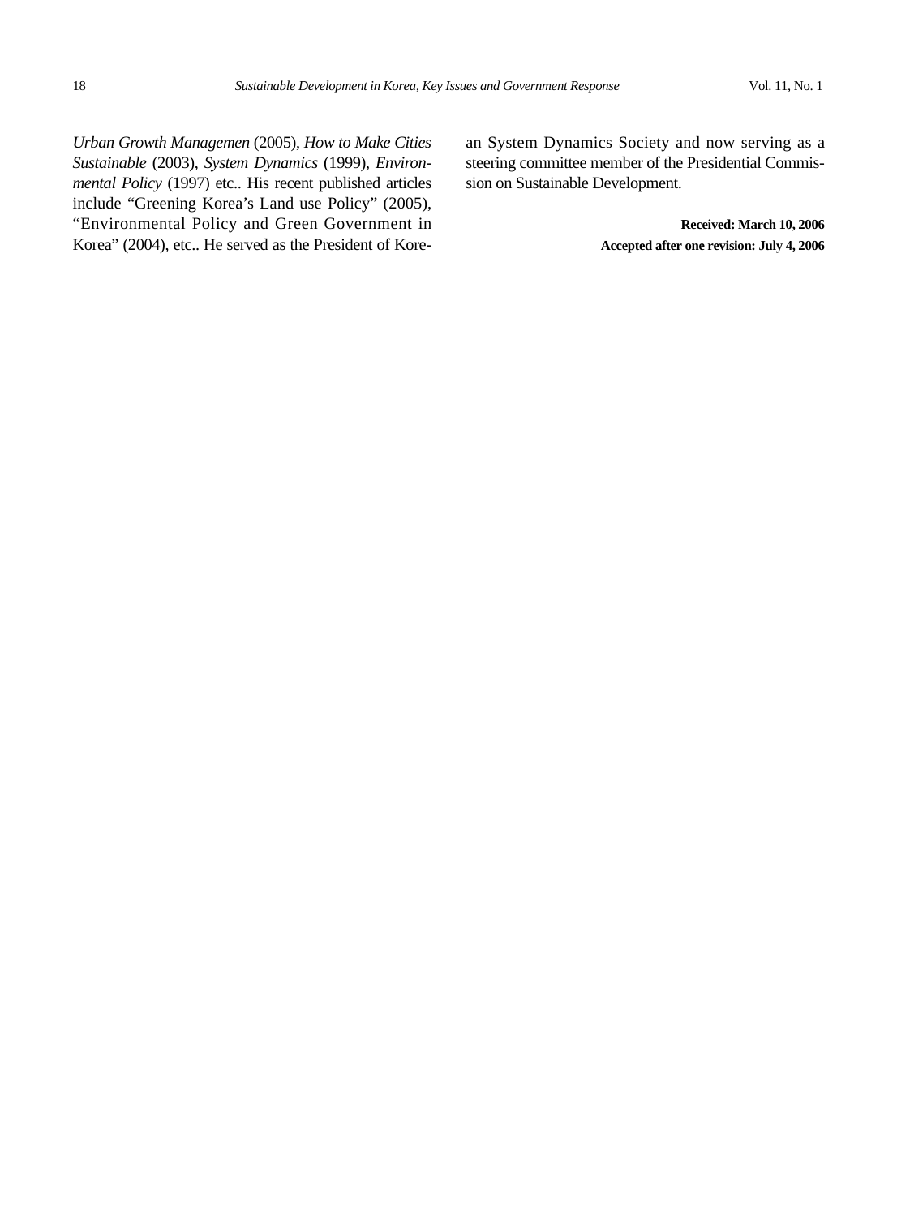*Urban Growth Managemen* (2005), *How to Make Cities Sustainable* (2003), *System Dynamics* (1999), *Environmental Policy* (1997) etc.. His recent published articles include "Greening Korea's Land use Policy" (2005), "Environmental Policy and Green Government in Korea" (2004), etc.. He served as the President of Korean System Dynamics Society and now serving as a steering committee member of the Presidential Commission on Sustainable Development.

**Received: March 10, 2006**
**Accepted after one revision: July 4, 2006**